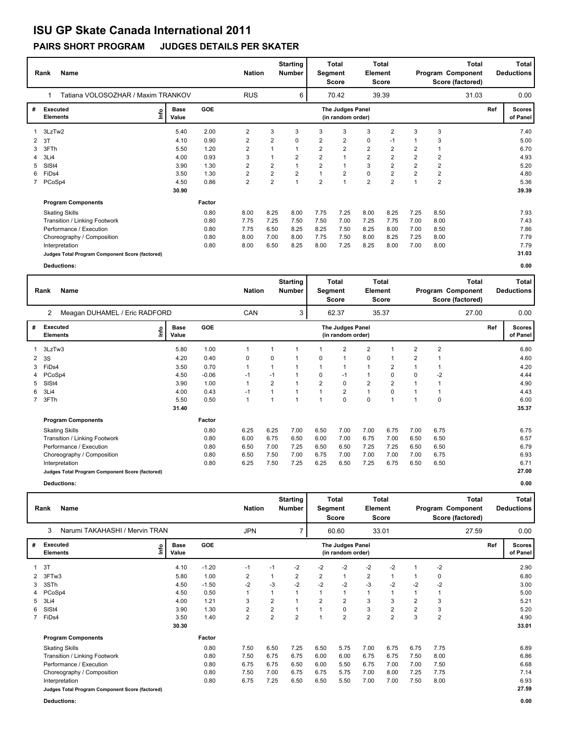# ISU GP Skate Canada International 2011

## PAIRS SHORT PROGRAM JUDGES DETAILS PER SKATER

| Rank | Name | Nation | Starting Number | Total Segment Score | Total Element Score | Total Program Component Score (factored) | Total Deductions |
|---|---|---|---|---|---|---|---|
| 1 | Tatiana VOLOSOZHAR / Maxim TRANKOV | RUS | 6 | 70.42 | 39.39 | 31.03 | 0.00 |

| # | Executed Elements | Info | Base Value | GOE | J1 | J2 | J3 | J4 | J5 | J6 | J7 | J8 | J9 | Ref | Scores of Panel |
|---|---|---|---|---|---|---|---|---|---|---|---|---|---|---|---|
| 1 | 3LzTw2 | | 5.40 | 2.00 | 2 | 3 | 3 | 3 | 3 | 3 | 2 | 3 | 3 | | 7.40 |
| 2 | 3T | | 4.10 | 0.90 | 2 | 2 | 0 | 2 | 2 | 0 | -1 | 1 | 3 | | 5.00 |
| 3 | 3FTh | | 5.50 | 1.20 | 2 | 1 | 1 | 2 | 2 | 2 | 2 | 2 | 1 | | 6.70 |
| 4 | 3Li4 | | 4.00 | 0.93 | 3 | 1 | 2 | 2 | 1 | 2 | 2 | 2 | 2 | | 4.93 |
| 5 | SlSt4 | | 3.90 | 1.30 | 2 | 2 | 1 | 2 | 1 | 3 | 2 | 2 | 2 | | 5.20 |
| 6 | FiDs4 | | 3.50 | 1.30 | 2 | 2 | 2 | 1 | 2 | 0 | 2 | 2 | 2 | | 4.80 |
| 7 | PCoSp4 | | 4.50 | 0.86 | 2 | 2 | 1 | 2 | 1 | 2 | 2 | 1 | 2 | | 5.36 |
| | | | 30.90 | | | | | | | | | | | | 39.39 |

| Program Components | Factor | J1 | J2 | J3 | J4 | J5 | J6 | J7 | J8 | J9 | Scores of Panel |
|---|---|---|---|---|---|---|---|---|---|---|---|
| Skating Skills | 0.80 | 8.00 | 8.25 | 8.00 | 7.75 | 7.25 | 8.00 | 8.25 | 7.25 | 8.50 | 7.93 |
| Transition / Linking Footwork | 0.80 | 7.75 | 7.25 | 7.50 | 7.50 | 7.00 | 7.25 | 7.75 | 7.00 | 8.00 | 7.43 |
| Performance / Execution | 0.80 | 7.75 | 6.50 | 8.25 | 8.25 | 7.50 | 8.25 | 8.00 | 7.00 | 8.50 | 7.86 |
| Choreography / Composition | 0.80 | 8.00 | 7.00 | 8.00 | 7.75 | 7.50 | 8.00 | 8.25 | 7.25 | 8.00 | 7.79 |
| Interpretation | 0.80 | 8.00 | 6.50 | 8.25 | 8.00 | 7.25 | 8.25 | 8.00 | 7.00 | 8.00 | 7.79 |
| Judges Total Program Component Score (factored) | | | | | | | | | | | 31.03 |

**Deductions:** 0.00

| Rank | Name | Nation | Starting Number | Total Segment Score | Total Element Score | Total Program Component Score (factored) | Total Deductions |
|---|---|---|---|---|---|---|---|
| 2 | Meagan DUHAMEL / Eric RADFORD | CAN | 3 | 62.37 | 35.37 | 27.00 | 0.00 |

| # | Executed Elements | Info | Base Value | GOE | J1 | J2 | J3 | J4 | J5 | J6 | J7 | J8 | J9 | Ref | Scores of Panel |
|---|---|---|---|---|---|---|---|---|---|---|---|---|---|---|---|
| 1 | 3LzTw3 | | 5.80 | 1.00 | 1 | 1 | 1 | 1 | 2 | 2 | 1 | 2 | 2 | | 6.80 |
| 2 | 3S | | 4.20 | 0.40 | 0 | 0 | 1 | 0 | 1 | 0 | 1 | 2 | 1 | | 4.60 |
| 3 | FiDs4 | | 3.50 | 0.70 | 1 | 1 | 1 | 1 | 1 | 1 | 2 | 1 | 1 | | 4.20 |
| 4 | PCoSp4 | | 4.50 | -0.06 | -1 | -1 | 1 | 0 | -1 | 1 | 0 | 0 | -2 | | 4.44 |
| 5 | SlSt4 | | 3.90 | 1.00 | 1 | 2 | 1 | 2 | 0 | 2 | 2 | 1 | 1 | | 4.90 |
| 6 | 3Li4 | | 4.00 | 0.43 | -1 | 1 | 1 | 1 | 2 | 1 | 0 | 1 | 1 | | 4.43 |
| 7 | 3FTh | | 5.50 | 0.50 | 1 | 1 | 1 | 1 | 0 | 0 | 1 | 1 | 0 | | 6.00 |
| | | | 31.40 | | | | | | | | | | | | 35.37 |

| Program Components | Factor | J1 | J2 | J3 | J4 | J5 | J6 | J7 | J8 | J9 | Scores of Panel |
|---|---|---|---|---|---|---|---|---|---|---|---|
| Skating Skills | 0.80 | 6.25 | 6.25 | 7.00 | 6.50 | 7.00 | 7.00 | 6.75 | 7.00 | 6.75 | 6.75 |
| Transition / Linking Footwork | 0.80 | 6.00 | 6.75 | 6.50 | 6.00 | 7.00 | 6.75 | 7.00 | 6.50 | 6.50 | 6.57 |
| Performance / Execution | 0.80 | 6.50 | 7.00 | 7.25 | 6.50 | 6.50 | 7.25 | 7.25 | 6.50 | 6.50 | 6.79 |
| Choreography / Composition | 0.80 | 6.50 | 7.50 | 7.00 | 6.75 | 7.00 | 7.00 | 7.00 | 7.00 | 6.75 | 6.93 |
| Interpretation | 0.80 | 6.25 | 7.50 | 7.25 | 6.25 | 6.50 | 7.25 | 6.75 | 6.50 | 6.50 | 6.71 |
| Judges Total Program Component Score (factored) | | | | | | | | | | | 27.00 |

**Deductions:** 0.00

| Rank | Name | Nation | Starting Number | Total Segment Score | Total Element Score | Total Program Component Score (factored) | Total Deductions |
|---|---|---|---|---|---|---|---|
| 3 | Narumi TAKAHASHI / Mervin TRAN | JPN | 7 | 60.60 | 33.01 | 27.59 | 0.00 |

| # | Executed Elements | Info | Base Value | GOE | J1 | J2 | J3 | J4 | J5 | J6 | J7 | J8 | J9 | Ref | Scores of Panel |
|---|---|---|---|---|---|---|---|---|---|---|---|---|---|---|---|
| 1 | 3T | | 4.10 | -1.20 | -1 | -1 | -2 | -2 | -2 | -2 | -2 | 1 | -2 | | 2.90 |
| 2 | 3FTw3 | | 5.80 | 1.00 | 2 | 1 | 2 | 2 | 1 | 2 | 1 | 1 | 0 | | 6.80 |
| 3 | 3STh | | 4.50 | -1.50 | -2 | -3 | -2 | -2 | -2 | -3 | -2 | -2 | -2 | | 3.00 |
| 4 | PCoSp4 | | 4.50 | 0.50 | 1 | 1 | 1 | 1 | 1 | 1 | 1 | 1 | 1 | | 5.00 |
| 5 | 3Li4 | | 4.00 | 1.21 | 3 | 2 | 1 | 2 | 2 | 3 | 3 | 2 | 3 | | 5.21 |
| 6 | SlSt4 | | 3.90 | 1.30 | 2 | 2 | 1 | 1 | 0 | 3 | 2 | 2 | 3 | | 5.20 |
| 7 | FiDs4 | | 3.50 | 1.40 | 2 | 2 | 2 | 1 | 2 | 2 | 2 | 3 | 2 | | 4.90 |
| | | | 30.30 | | | | | | | | | | | | 33.01 |

| Program Components | Factor | J1 | J2 | J3 | J4 | J5 | J6 | J7 | J8 | J9 | Scores of Panel |
|---|---|---|---|---|---|---|---|---|---|---|---|
| Skating Skills | 0.80 | 7.50 | 6.50 | 7.25 | 6.50 | 5.75 | 7.00 | 6.75 | 6.75 | 7.75 | 6.89 |
| Transition / Linking Footwork | 0.80 | 7.50 | 6.75 | 6.75 | 6.00 | 6.00 | 6.75 | 6.75 | 7.50 | 8.00 | 6.86 |
| Performance / Execution | 0.80 | 6.75 | 6.75 | 6.50 | 6.00 | 5.50 | 6.75 | 7.00 | 7.00 | 7.50 | 6.68 |
| Choreography / Composition | 0.80 | 7.50 | 7.00 | 6.75 | 6.75 | 5.75 | 7.00 | 8.00 | 7.25 | 7.75 | 7.14 |
| Interpretation | 0.80 | 6.75 | 7.25 | 6.50 | 6.50 | 5.50 | 7.00 | 7.00 | 7.50 | 8.00 | 6.93 |
| Judges Total Program Component Score (factored) | | | | | | | | | | | 27.59 |

**Deductions:** 0.00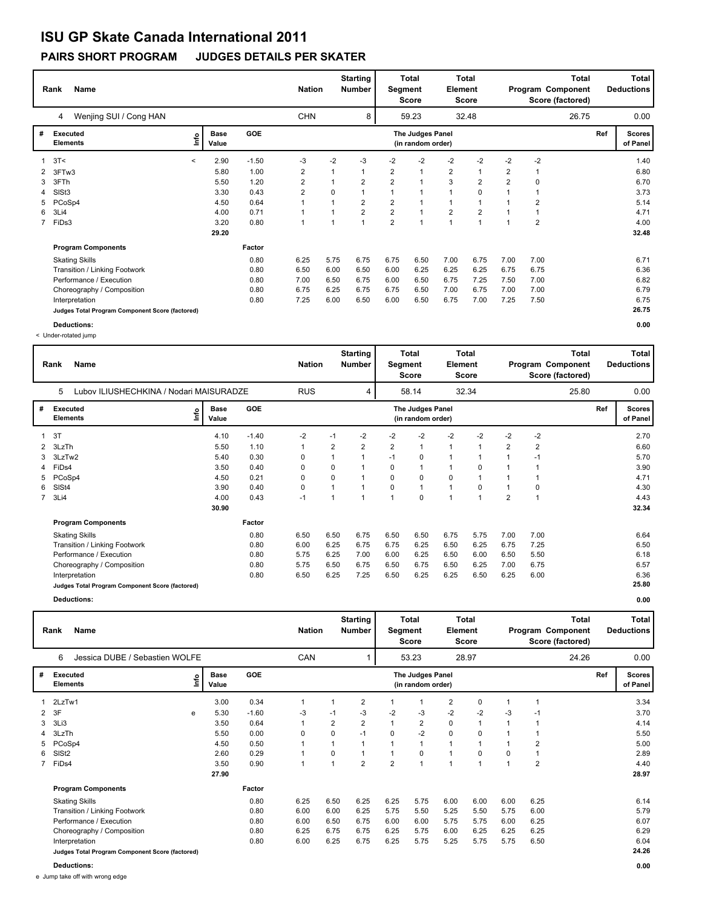# ISU GP Skate Canada International 2011

## PAIRS SHORT PROGRAM JUDGES DETAILS PER SKATER

| Rank | Name | Nation | Starting Number | Total Segment Score | Total Element Score | Total Program Component Score (factored) | Total Deductions |
|---|---|---|---|---|---|---|---|
| 4 | Wenjing SUI / Cong HAN | CHN | 8 | 59.23 | 32.48 | 26.75 | 0.00 |

| # | Executed Elements | Info | Base Value | GOE | J1 | J2 | J3 | J4 | J5 | J6 | J7 | J8 | J9 | Ref | Scores of Panel |
|---|---|---|---|---|---|---|---|---|---|---|---|---|---|---|---|
| 1 | 3T< | < | 2.90 | -1.50 | -3 | -2 | -3 | -2 | -2 | -2 | -2 | -2 | -2 | | 1.40 |
| 2 | 3FTw3 | | 5.80 | 1.00 | 2 | 1 | 1 | 2 | 1 | 2 | 1 | 2 | 1 | | 6.80 |
| 3 | 3FTh | | 5.50 | 1.20 | 2 | 1 | 2 | 2 | 1 | 3 | 2 | 2 | 0 | | 6.70 |
| 4 | SlSt3 | | 3.30 | 0.43 | 2 | 0 | 1 | 1 | 1 | 1 | 0 | 1 | 1 | | 3.73 |
| 5 | PCoSp4 | | 4.50 | 0.64 | 1 | 1 | 2 | 2 | 1 | 1 | 1 | 1 | 2 | | 5.14 |
| 6 | 3Li4 | | 4.00 | 0.71 | 1 | 1 | 2 | 2 | 1 | 2 | 2 | 1 | 1 | | 4.71 |
| 7 | FiDs3 | | 3.20 | 0.80 | 1 | 1 | 1 | 2 | 1 | 1 | 1 | 1 | 2 | | 4.00 |
| | | | 29.20 | | | | | | | | | | | | 32.48 |

| Program Components | Factor | J1 | J2 | J3 | J4 | J5 | J6 | J7 | J8 | J9 | Scores of Panel |
|---|---|---|---|---|---|---|---|---|---|---|---|
| Skating Skills | 0.80 | 6.25 | 5.75 | 6.75 | 6.75 | 6.50 | 7.00 | 6.75 | 7.00 | 7.00 | 6.71 |
| Transition / Linking Footwork | 0.80 | 6.50 | 6.00 | 6.50 | 6.00 | 6.25 | 6.25 | 6.25 | 6.75 | 6.75 | 6.36 |
| Performance / Execution | 0.80 | 7.00 | 6.50 | 6.75 | 6.00 | 6.50 | 6.75 | 7.25 | 7.50 | 7.00 | 6.82 |
| Choreography / Composition | 0.80 | 6.75 | 6.25 | 6.75 | 6.75 | 6.50 | 7.00 | 6.75 | 7.00 | 7.00 | 6.79 |
| Interpretation | 0.80 | 7.25 | 6.00 | 6.50 | 6.00 | 6.50 | 6.75 | 7.00 | 7.25 | 7.50 | 6.75 |
| Judges Total Program Component Score (factored) | | | | | | | | | | | 26.75 |

**Deductions:** 0.00

< Under-rotated jump

| Rank | Name | Nation | Starting Number | Total Segment Score | Total Element Score | Total Program Component Score (factored) | Total Deductions |
|---|---|---|---|---|---|---|---|
| 5 | Lubov ILIUSHECHKINA / Nodari MAISURADZE | RUS | 4 | 58.14 | 32.34 | 25.80 | 0.00 |

| # | Executed Elements | Info | Base Value | GOE | J1 | J2 | J3 | J4 | J5 | J6 | J7 | J8 | J9 | Ref | Scores of Panel |
|---|---|---|---|---|---|---|---|---|---|---|---|---|---|---|---|
| 1 | 3T | | 4.10 | -1.40 | -2 | -1 | -2 | -2 | -2 | -2 | -2 | -2 | -2 | | 2.70 |
| 2 | 3LzTh | | 5.50 | 1.10 | 1 | 2 | 2 | 2 | 1 | 1 | 1 | 2 | 2 | | 6.60 |
| 3 | 3LzTw2 | | 5.40 | 0.30 | 0 | 1 | 1 | -1 | 0 | 1 | 1 | 1 | -1 | | 5.70 |
| 4 | FiDs4 | | 3.50 | 0.40 | 0 | 0 | 1 | 0 | 1 | 1 | 0 | 1 | 1 | | 3.90 |
| 5 | PCoSp4 | | 4.50 | 0.21 | 0 | 0 | 1 | 0 | 0 | 0 | 1 | 1 | 1 | | 4.71 |
| 6 | SlSt4 | | 3.90 | 0.40 | 0 | 1 | 1 | 0 | 1 | 1 | 0 | 1 | 0 | | 4.30 |
| 7 | 3Li4 | | 4.00 | 0.43 | -1 | 1 | 1 | 1 | 0 | 1 | 1 | 2 | 1 | | 4.43 |
| | | | 30.90 | | | | | | | | | | | | 32.34 |

| Program Components | Factor | J1 | J2 | J3 | J4 | J5 | J6 | J7 | J8 | J9 | Scores of Panel |
|---|---|---|---|---|---|---|---|---|---|---|---|
| Skating Skills | 0.80 | 6.50 | 6.50 | 6.75 | 6.50 | 6.50 | 6.75 | 5.75 | 7.00 | 7.00 | 6.64 |
| Transition / Linking Footwork | 0.80 | 6.00 | 6.25 | 6.75 | 6.75 | 6.25 | 6.50 | 6.25 | 6.75 | 7.25 | 6.50 |
| Performance / Execution | 0.80 | 5.75 | 6.25 | 7.00 | 6.00 | 6.25 | 6.50 | 6.00 | 6.50 | 5.50 | 6.18 |
| Choreography / Composition | 0.80 | 5.75 | 6.50 | 6.75 | 6.50 | 6.75 | 6.50 | 6.25 | 7.00 | 6.75 | 6.57 |
| Interpretation | 0.80 | 6.50 | 6.25 | 7.25 | 6.50 | 6.25 | 6.25 | 6.50 | 6.25 | 6.00 | 6.36 |
| Judges Total Program Component Score (factored) | | | | | | | | | | | 25.80 |

**Deductions:** 0.00

| Rank | Name | Nation | Starting Number | Total Segment Score | Total Element Score | Total Program Component Score (factored) | Total Deductions |
|---|---|---|---|---|---|---|---|
| 6 | Jessica DUBE / Sebastien WOLFE | CAN | 1 | 53.23 | 28.97 | 24.26 | 0.00 |

| # | Executed Elements | Info | Base Value | GOE | J1 | J2 | J3 | J4 | J5 | J6 | J7 | J8 | J9 | Ref | Scores of Panel |
|---|---|---|---|---|---|---|---|---|---|---|---|---|---|---|---|
| 1 | 2LzTw1 | | 3.00 | 0.34 | 1 | 1 | 2 | 1 | 1 | 2 | 0 | 1 | 1 | | 3.34 |
| 2 | 3F | e | 5.30 | -1.60 | -3 | -1 | -3 | -2 | -3 | -2 | -2 | -3 | -1 | | 3.70 |
| 3 | 3Li3 | | 3.50 | 0.64 | 1 | 2 | 2 | 1 | 2 | 0 | 1 | 1 | 1 | | 4.14 |
| 4 | 3LzTh | | 5.50 | 0.00 | 0 | 0 | -1 | 0 | -2 | 0 | 0 | 1 | 1 | | 5.50 |
| 5 | PCoSp4 | | 4.50 | 0.50 | 1 | 1 | 1 | 1 | 1 | 1 | 1 | 1 | 2 | | 5.00 |
| 6 | SlSt2 | | 2.60 | 0.29 | 1 | 0 | 1 | 1 | 0 | 1 | 0 | 0 | 1 | | 2.89 |
| 7 | FiDs4 | | 3.50 | 0.90 | 1 | 1 | 2 | 2 | 1 | 1 | 1 | 1 | 2 | | 4.40 |
| | | | 27.90 | | | | | | | | | | | | 28.97 |

| Program Components | Factor | J1 | J2 | J3 | J4 | J5 | J6 | J7 | J8 | J9 | Scores of Panel |
|---|---|---|---|---|---|---|---|---|---|---|---|
| Skating Skills | 0.80 | 6.25 | 6.50 | 6.25 | 6.25 | 5.75 | 6.00 | 6.00 | 6.00 | 6.25 | 6.14 |
| Transition / Linking Footwork | 0.80 | 6.00 | 6.00 | 6.25 | 5.75 | 5.50 | 5.25 | 5.50 | 5.75 | 6.00 | 5.79 |
| Performance / Execution | 0.80 | 6.00 | 6.50 | 6.75 | 6.00 | 6.00 | 5.75 | 5.75 | 6.00 | 6.25 | 6.07 |
| Choreography / Composition | 0.80 | 6.25 | 6.75 | 6.75 | 6.25 | 5.75 | 6.00 | 6.25 | 6.25 | 6.25 | 6.29 |
| Interpretation | 0.80 | 6.00 | 6.25 | 6.75 | 6.25 | 5.75 | 5.25 | 5.75 | 5.75 | 6.50 | 6.04 |
| Judges Total Program Component Score (factored) | | | | | | | | | | | 24.26 |

**Deductions:** 0.00

e Jump take off with wrong edge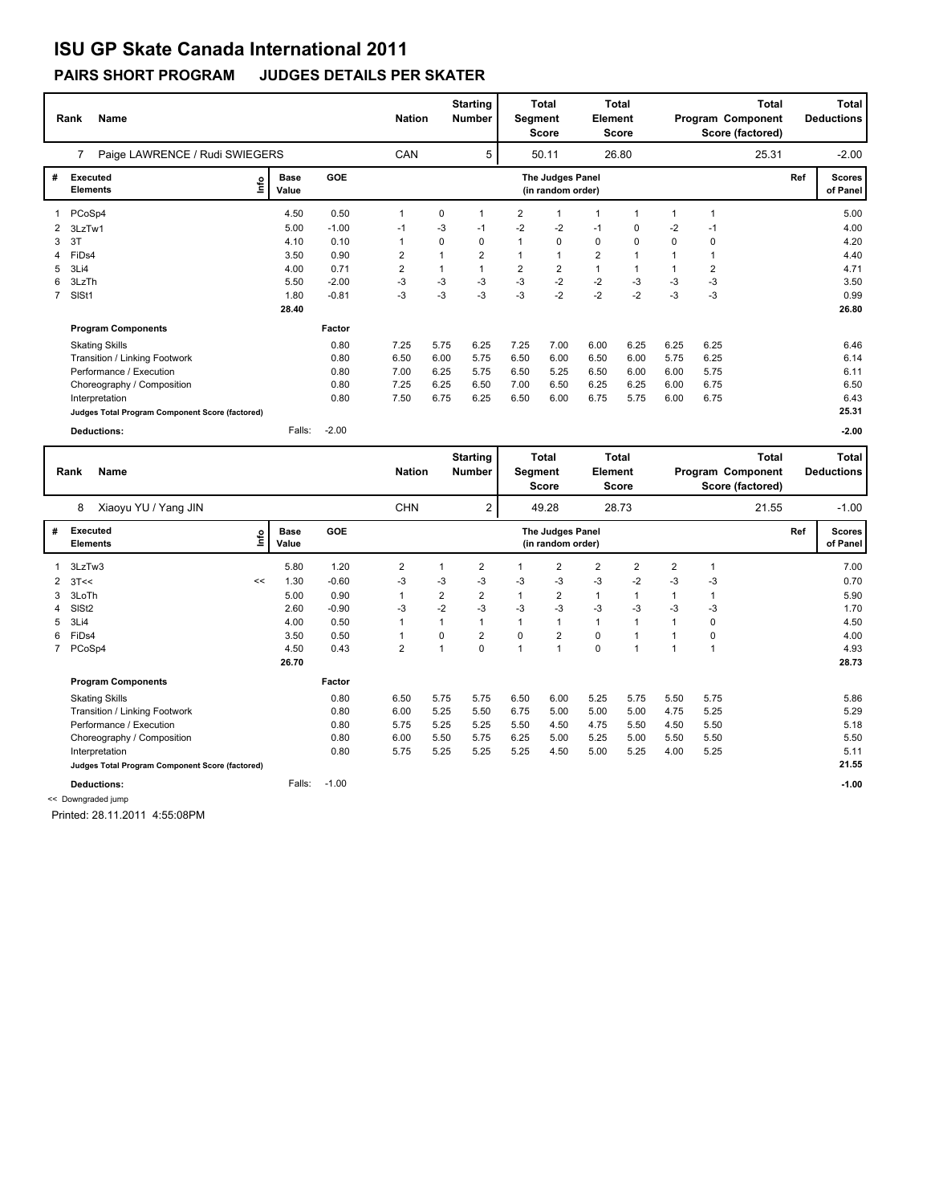# ISU GP Skate Canada International 2011

## PAIRS SHORT PROGRAM JUDGES DETAILS PER SKATER

| Rank | Name | Nation | Starting Number | Total Segment Score | Total Element Score | Total Program Component Score (factored) | Total Deductions |
|---|---|---|---|---|---|---|---|
| 7 | Paige LAWRENCE / Rudi SWIEGERS | CAN | 5 | 50.11 | 26.80 | 25.31 | -2.00 |

| # | Executed Elements | Info | Base Value | GOE | | | | The Judges Panel (in random order) | | | | | | Ref | Scores of Panel |
|---|---|---|---|---|---|---|---|---|---|---|---|---|---|---|---|
| 1 | PCoSp4 | | 4.50 | 0.50 | 1 | 0 | 1 | 2 | 1 | 1 | 1 | 1 | 1 | | 5.00 |
| 2 | 3LzTw1 | | 5.00 | -1.00 | -1 | -3 | -1 | -2 | -2 | -1 | 0 | -2 | -1 | | 4.00 |
| 3 | 3T | | 4.10 | 0.10 | 1 | 0 | 0 | 1 | 0 | 0 | 0 | 0 | 0 | | 4.20 |
| 4 | FiDs4 | | 3.50 | 0.90 | 2 | 1 | 2 | 1 | 1 | 2 | 1 | 1 | 1 | | 4.40 |
| 5 | 3Li4 | | 4.00 | 0.71 | 2 | 1 | 1 | 2 | 2 | 1 | 1 | 1 | 2 | | 4.71 |
| 6 | 3LzTh | | 5.50 | -2.00 | -3 | -3 | -3 | -3 | -2 | -2 | -3 | -3 | -3 | | 3.50 |
| 7 | SlSt1 | | 1.80 | -0.81 | -3 | -3 | -3 | -3 | -2 | -2 | -2 | -3 | -3 | | 0.99 |
| | | | 28.40 | | | | | | | | | | | | 26.80 |

| Program Components | Factor | | | | | | | | | | Scores of Panel |
|---|---|---|---|---|---|---|---|---|---|---|---|
| Skating Skills | 0.80 | 7.25 | 5.75 | 6.25 | 7.25 | 7.00 | 6.00 | 6.25 | 6.25 | 6.25 | 6.46 |
| Transition / Linking Footwork | 0.80 | 6.50 | 6.00 | 5.75 | 6.50 | 6.00 | 6.50 | 6.00 | 5.75 | 6.25 | 6.14 |
| Performance / Execution | 0.80 | 7.00 | 6.25 | 5.75 | 6.50 | 5.25 | 6.50 | 6.00 | 6.00 | 5.75 | 6.11 |
| Choreography / Composition | 0.80 | 7.25 | 6.25 | 6.50 | 7.00 | 6.50 | 6.25 | 6.25 | 6.00 | 6.75 | 6.50 |
| Interpretation | 0.80 | 7.50 | 6.75 | 6.25 | 6.50 | 6.00 | 6.75 | 5.75 | 6.00 | 6.75 | 6.43 |
| Judges Total Program Component Score (factored) | | | | | | | | | | | 25.31 |

Deductions: Falls: -2.00 | -2.00

| Rank | Name | Nation | Starting Number | Total Segment Score | Total Element Score | Total Program Component Score (factored) | Total Deductions |
|---|---|---|---|---|---|---|---|
| 8 | Xiaoyu YU / Yang JIN | CHN | 2 | 49.28 | 28.73 | 21.55 | -1.00 |

| # | Executed Elements | Info | Base Value | GOE | | | | The Judges Panel (in random order) | | | | | | Ref | Scores of Panel |
|---|---|---|---|---|---|---|---|---|---|---|---|---|---|---|---|
| 1 | 3LzTw3 | | 5.80 | 1.20 | 2 | 1 | 2 | 1 | 2 | 2 | 2 | 2 | 1 | | 7.00 |
| 2 | 3T<< | << | 1.30 | -0.60 | -3 | -3 | -3 | -3 | -3 | -3 | -2 | -3 | -3 | | 0.70 |
| 3 | 3LoTh | | 5.00 | 0.90 | 1 | 2 | 2 | 1 | 2 | 1 | 1 | 1 | 1 | | 5.90 |
| 4 | SlSt2 | | 2.60 | -0.90 | -3 | -2 | -3 | -3 | -3 | -3 | -3 | -3 | -3 | | 1.70 |
| 5 | 3Li4 | | 4.00 | 0.50 | 1 | 1 | 1 | 1 | 1 | 1 | 1 | 1 | 0 | | 4.50 |
| 6 | FiDs4 | | 3.50 | 0.50 | 1 | 0 | 2 | 0 | 2 | 0 | 1 | 1 | 0 | | 4.00 |
| 7 | PCoSp4 | | 4.50 | 0.43 | 2 | 1 | 0 | 1 | 1 | 0 | 1 | 1 | 1 | | 4.93 |
| | | | 26.70 | | | | | | | | | | | | 28.73 |

| Program Components | Factor | | | | | | | | | | Scores of Panel |
|---|---|---|---|---|---|---|---|---|---|---|---|
| Skating Skills | 0.80 | 6.50 | 5.75 | 5.75 | 6.50 | 6.00 | 5.25 | 5.75 | 5.50 | 5.75 | 5.86 |
| Transition / Linking Footwork | 0.80 | 6.00 | 5.25 | 5.50 | 6.75 | 5.00 | 5.00 | 5.00 | 4.75 | 5.25 | 5.29 |
| Performance / Execution | 0.80 | 5.75 | 5.25 | 5.25 | 5.50 | 4.50 | 4.75 | 5.50 | 4.50 | 5.50 | 5.18 |
| Choreography / Composition | 0.80 | 6.00 | 5.50 | 5.75 | 6.25 | 5.00 | 5.25 | 5.00 | 5.50 | 5.50 | 5.50 |
| Interpretation | 0.80 | 5.75 | 5.25 | 5.25 | 5.25 | 4.50 | 5.00 | 5.25 | 4.00 | 5.25 | 5.11 |
| Judges Total Program Component Score (factored) | | | | | | | | | | | 21.55 |

Deductions: Falls: -1.00 | -1.00

<< Downgraded jump

Printed: 28.11.2011 4:55:08PM